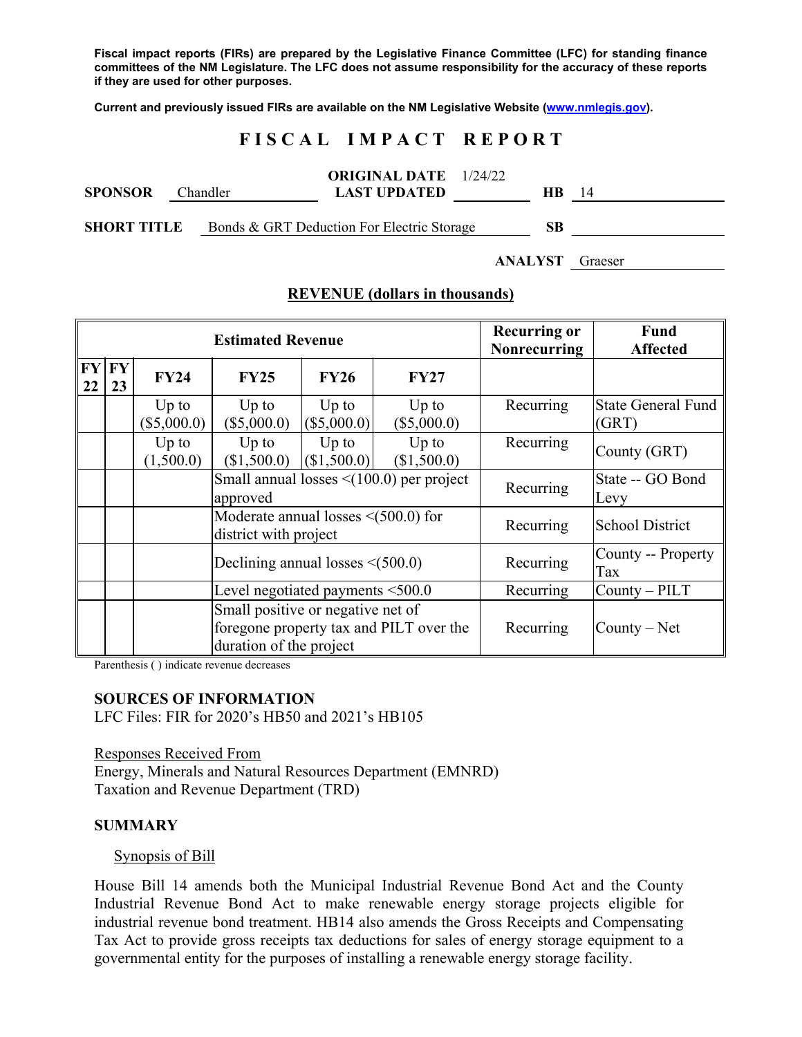Fiscal impact reports (FIRs) are prepared by the Legislative Finance Committee (LFC) for standing finance committees of the NM Legislature. The LFC does not assume responsibility for the accuracy of these reports if they are used for other purposes.

Current and previously issued FIRs are available on the NM Legislative Website (www.nmlegis.gov).

# FISCAL IMPACT REPORT

**SPONSOR** Chandler **ORIGINAL DATE** 1/24/22 **LAST UPDATED** **HB** 14

**SHORT TITLE** Bonds & GRT Deduction For Electric Storage **SB**

**ANALYST** Graeser

## REVENUE (dollars in thousands)

| Estimated Revenue | | | | | | Recurring or Nonrecurring | Fund Affected |
|---|---|---|---|---|---|---|---|
| FY 22 | FY 23 | FY24 | FY25 | FY26 | FY27 | | |
| | | Up to ($5,000.0) | Up to ($5,000.0) | Up to ($5,000.0) | Up to ($5,000.0) | Recurring | State General Fund (GRT) |
| | | Up to (1,500.0) | Up to ($1,500.0) | Up to ($1,500.0) | Up to ($1,500.0) | Recurring | County (GRT) |
| | | | Small annual losses <(100.0) per project approved | | | Recurring | State -- GO Bond Levy |
| | | | Moderate annual losses <(500.0) for district with project | | | Recurring | School District |
| | | | Declining annual losses <(500.0) | | | Recurring | County -- Property Tax |
| | | | Level negotiated payments <500.0 | | | Recurring | County – PILT |
| | | | Small positive or negative net of foregone property tax and PILT over the duration of the project | | | Recurring | County – Net |

Parenthesis ( ) indicate revenue decreases

**SOURCES OF INFORMATION**
LFC Files: FIR for 2020's HB50 and 2021's HB105

Responses Received From
Energy, Minerals and Natural Resources Department (EMNRD)
Taxation and Revenue Department (TRD)

**SUMMARY**

Synopsis of Bill

House Bill 14 amends both the Municipal Industrial Revenue Bond Act and the County Industrial Revenue Bond Act to make renewable energy storage projects eligible for industrial revenue bond treatment. HB14 also amends the Gross Receipts and Compensating Tax Act to provide gross receipts tax deductions for sales of energy storage equipment to a governmental entity for the purposes of installing a renewable energy storage facility.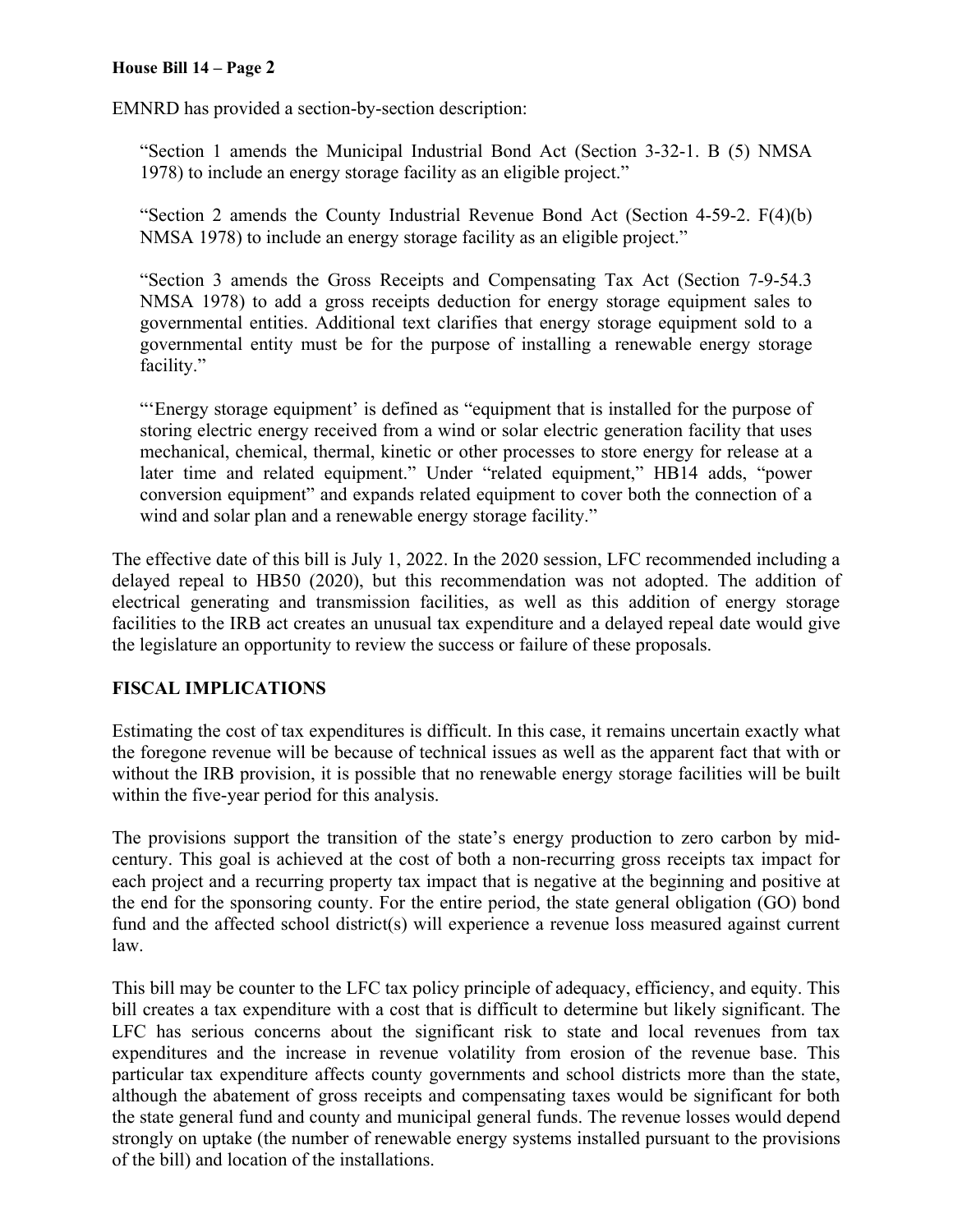EMNRD has provided a section-by-section description:

> "Section 1 amends the Municipal Industrial Bond Act (Section 3-32-1. B (5) NMSA 1978) to include an energy storage facility as an eligible project."
>
> "Section 2 amends the County Industrial Revenue Bond Act (Section 4-59-2. F(4)(b) NMSA 1978) to include an energy storage facility as an eligible project."
>
> "Section 3 amends the Gross Receipts and Compensating Tax Act (Section 7-9-54.3 NMSA 1978) to add a gross receipts deduction for energy storage equipment sales to governmental entities. Additional text clarifies that energy storage equipment sold to a governmental entity must be for the purpose of installing a renewable energy storage facility."
>
> "'Energy storage equipment' is defined as "equipment that is installed for the purpose of storing electric energy received from a wind or solar electric generation facility that uses mechanical, chemical, thermal, kinetic or other processes to store energy for release at a later time and related equipment." Under "related equipment," HB14 adds, "power conversion equipment" and expands related equipment to cover both the connection of a wind and solar plan and a renewable energy storage facility."

The effective date of this bill is July 1, 2022. In the 2020 session, LFC recommended including a delayed repeal to HB50 (2020), but this recommendation was not adopted. The addition of electrical generating and transmission facilities, as well as this addition of energy storage facilities to the IRB act creates an unusual tax expenditure and a delayed repeal date would give the legislature an opportunity to review the success or failure of these proposals.

## FISCAL IMPLICATIONS

Estimating the cost of tax expenditures is difficult. In this case, it remains uncertain exactly what the foregone revenue will be because of technical issues as well as the apparent fact that with or without the IRB provision, it is possible that no renewable energy storage facilities will be built within the five-year period for this analysis.

The provisions support the transition of the state's energy production to zero carbon by mid-century. This goal is achieved at the cost of both a non-recurring gross receipts tax impact for each project and a recurring property tax impact that is negative at the beginning and positive at the end for the sponsoring county. For the entire period, the state general obligation (GO) bond fund and the affected school district(s) will experience a revenue loss measured against current law.

This bill may be counter to the LFC tax policy principle of adequacy, efficiency, and equity. This bill creates a tax expenditure with a cost that is difficult to determine but likely significant. The LFC has serious concerns about the significant risk to state and local revenues from tax expenditures and the increase in revenue volatility from erosion of the revenue base. This particular tax expenditure affects county governments and school districts more than the state, although the abatement of gross receipts and compensating taxes would be significant for both the state general fund and county and municipal general funds. The revenue losses would depend strongly on uptake (the number of renewable energy systems installed pursuant to the provisions of the bill) and location of the installations.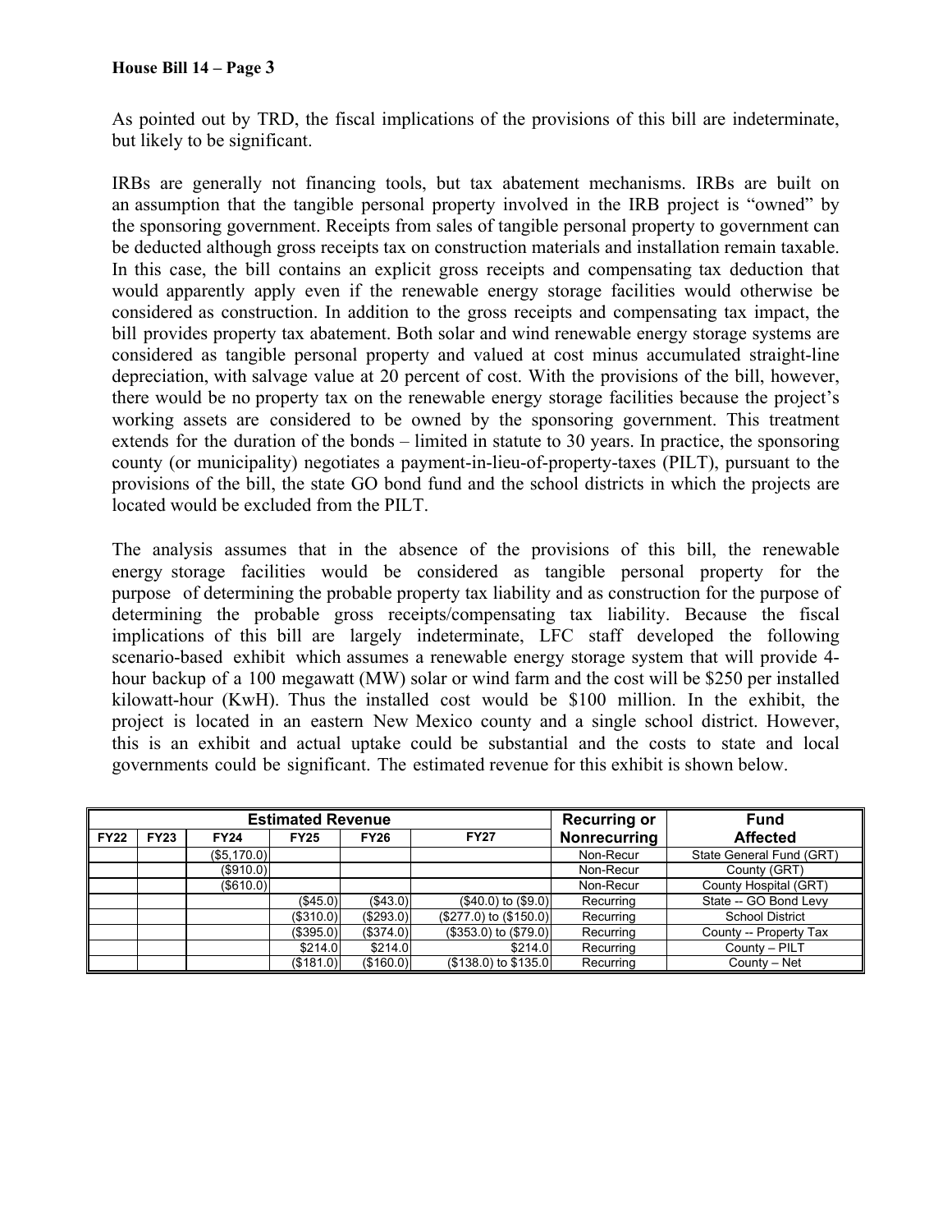As pointed out by TRD, the fiscal implications of the provisions of this bill are indeterminate, but likely to be significant.

IRBs are generally not financing tools, but tax abatement mechanisms. IRBs are built on an assumption that the tangible personal property involved in the IRB project is "owned" by the sponsoring government. Receipts from sales of tangible personal property to government can be deducted although gross receipts tax on construction materials and installation remain taxable. In this case, the bill contains an explicit gross receipts and compensating tax deduction that would apparently apply even if the renewable energy storage facilities would otherwise be considered as construction. In addition to the gross receipts and compensating tax impact, the bill provides property tax abatement. Both solar and wind renewable energy storage systems are considered as tangible personal property and valued at cost minus accumulated straight-line depreciation, with salvage value at 20 percent of cost. With the provisions of the bill, however, there would be no property tax on the renewable energy storage facilities because the project's working assets are considered to be owned by the sponsoring government. This treatment extends for the duration of the bonds – limited in statute to 30 years. In practice, the sponsoring county (or municipality) negotiates a payment-in-lieu-of-property-taxes (PILT), pursuant to the provisions of the bill, the state GO bond fund and the school districts in which the projects are located would be excluded from the PILT.

The analysis assumes that in the absence of the provisions of this bill, the renewable energy storage facilities would be considered as tangible personal property for the purpose of determining the probable property tax liability and as construction for the purpose of determining the probable gross receipts/compensating tax liability. Because the fiscal implications of this bill are largely indeterminate, LFC staff developed the following scenario-based exhibit which assumes a renewable energy storage system that will provide 4-hour backup of a 100 megawatt (MW) solar or wind farm and the cost will be $250 per installed kilowatt-hour (KwH). Thus the installed cost would be $100 million. In the exhibit, the project is located in an eastern New Mexico county and a single school district. However, this is an exhibit and actual uptake could be substantial and the costs to state and local governments could be significant. The estimated revenue for this exhibit is shown below.

| Estimated Revenue | | | | | | Recurring or | Fund |
|---|---|---|---|---|---|---|---|
| FY22 | FY23 | FY24 | FY25 | FY26 | FY27 | Nonrecurring | Affected |
| | | ($5,170.0) | | | | Non-Recur | State General Fund (GRT) |
| | | ($910.0) | | | | Non-Recur | County (GRT) |
| | | ($610.0) | | | | Non-Recur | County Hospital (GRT) |
| | | | ($45.0) | ($43.0) | ($40.0) to ($9.0) | Recurring | State -- GO Bond Levy |
| | | | ($310.0) | ($293.0) | ($277.0) to ($150.0) | Recurring | School District |
| | | | ($395.0) | ($374.0) | ($353.0) to ($79.0) | Recurring | County -- Property Tax |
| | | | $214.0 | $214.0 | $214.0 | Recurring | County – PILT |
| | | | ($181.0) | ($160.0) | ($138.0) to $135.0 | Recurring | County – Net |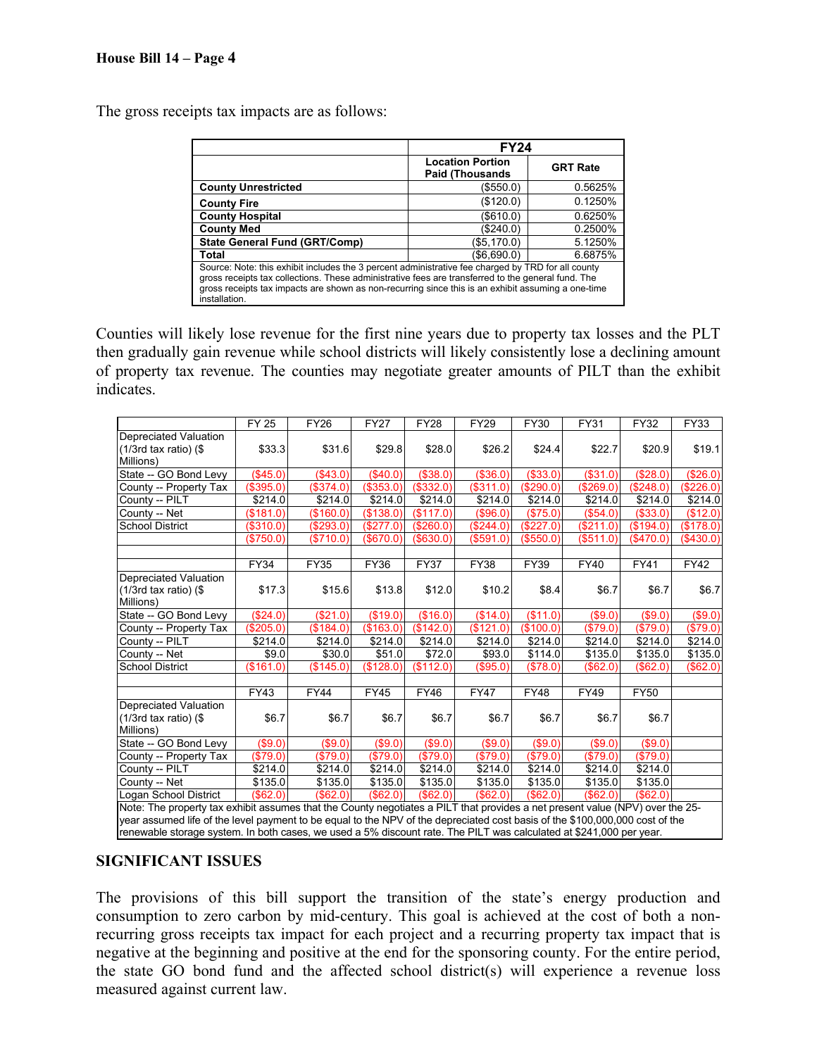**House Bill 14 – Page 4**

The gross receipts tax impacts are as follows:

| | FY24 | |
|---|---|---|
| | **Location Portion Paid (Thousands** | **GRT Rate** |
| **County Unrestricted** | ($550.0) | 0.5625% |
| **County Fire** | ($120.0) | 0.1250% |
| **County Hospital** | ($610.0) | 0.6250% |
| **County Med** | ($240.0) | 0.2500% |
| **State General Fund (GRT/Comp)** | ($5,170.0) | 5.1250% |
| **Total** | ($6,690.0) | 6.6875% |

Source: Note: this exhibit includes the 3 percent administrative fee charged by TRD for all county gross receipts tax collections. These administrative fees are transferred to the general fund. The gross receipts tax impacts are shown as non-recurring since this is an exhibit assuming a one-time installation.

Counties will likely lose revenue for the first nine years due to property tax losses and the PLT then gradually gain revenue while school districts will likely consistently lose a declining amount of property tax revenue. The counties may negotiate greater amounts of PILT than the exhibit indicates.

| | FY 25 | FY26 | FY27 | FY28 | FY29 | FY30 | FY31 | FY32 | FY33 |
|---|---|---|---|---|---|---|---|---|---|
| Depreciated Valuation (1/3rd tax ratio) ($ Millions) | $33.3 | $31.6 | $29.8 | $28.0 | $26.2 | $24.4 | $22.7 | $20.9 | $19.1 |
| State -- GO Bond Levy | ($45.0) | ($43.0) | ($40.0) | ($38.0) | ($36.0) | ($33.0) | ($31.0) | ($28.0) | ($26.0) |
| County -- Property Tax | ($395.0) | ($374.0) | ($353.0) | ($332.0) | ($311.0) | ($290.0) | ($269.0) | ($248.0) | ($226.0) |
| County -- PILT | $214.0 | $214.0 | $214.0 | $214.0 | $214.0 | $214.0 | $214.0 | $214.0 | $214.0 |
| County -- Net | ($181.0) | ($160.0) | ($138.0) | ($117.0) | ($96.0) | ($75.0) | ($54.0) | ($33.0) | ($12.0) |
| School District | ($310.0) | ($293.0) | ($277.0) | ($260.0) | ($244.0) | ($227.0) | ($211.0) | ($194.0) | ($178.0) |
| | ($750.0) | ($710.0) | ($670.0) | ($630.0) | ($591.0) | ($550.0) | ($511.0) | ($470.0) | ($430.0) |
| | | | | | | | | | |
| | FY34 | FY35 | FY36 | FY37 | FY38 | FY39 | FY40 | FY41 | FY42 |
| Depreciated Valuation (1/3rd tax ratio) ($ Millions) | $17.3 | $15.6 | $13.8 | $12.0 | $10.2 | $8.4 | $6.7 | $6.7 | $6.7 |
| State -- GO Bond Levy | ($24.0) | ($21.0) | ($19.0) | ($16.0) | ($14.0) | ($11.0) | ($9.0) | ($9.0) | ($9.0) |
| County -- Property Tax | ($205.0) | ($184.0) | ($163.0) | ($142.0) | ($121.0) | ($100.0) | ($79.0) | ($79.0) | ($79.0) |
| County -- PILT | $214.0 | $214.0 | $214.0 | $214.0 | $214.0 | $214.0 | $214.0 | $214.0 | $214.0 |
| County -- Net | $9.0 | $30.0 | $51.0 | $72.0 | $93.0 | $114.0 | $135.0 | $135.0 | $135.0 |
| School District | ($161.0) | ($145.0) | ($128.0) | ($112.0) | ($95.0) | ($78.0) | ($62.0) | ($62.0) | ($62.0) |
| | | | | | | | | | |
| | FY43 | FY44 | FY45 | FY46 | FY47 | FY48 | FY49 | FY50 | |
| Depreciated Valuation (1/3rd tax ratio) ($ Millions) | $6.7 | $6.7 | $6.7 | $6.7 | $6.7 | $6.7 | $6.7 | $6.7 | |
| State -- GO Bond Levy | ($9.0) | ($9.0) | ($9.0) | ($9.0) | ($9.0) | ($9.0) | ($9.0) | ($9.0) | |
| County -- Property Tax | ($79.0) | ($79.0) | ($79.0) | ($79.0) | ($79.0) | ($79.0) | ($79.0) | ($79.0) | |
| County -- PILT | $214.0 | $214.0 | $214.0 | $214.0 | $214.0 | $214.0 | $214.0 | $214.0 | |
| County -- Net | $135.0 | $135.0 | $135.0 | $135.0 | $135.0 | $135.0 | $135.0 | $135.0 | |
| Logan School District | ($62.0) | ($62.0) | ($62.0) | ($62.0) | ($62.0) | ($62.0) | ($62.0) | ($62.0) | |

Note: The property tax exhibit assumes that the County negotiates a PILT that provides a net present value (NPV) over the 25-year assumed life of the level payment to be equal to the NPV of the depreciated cost basis of the $100,000,000 cost of the renewable storage system. In both cases, we used a 5% discount rate. The PILT was calculated at $241,000 per year.

## SIGNIFICANT ISSUES

The provisions of this bill support the transition of the state's energy production and consumption to zero carbon by mid-century. This goal is achieved at the cost of both a non-recurring gross receipts tax impact for each project and a recurring property tax impact that is negative at the beginning and positive at the end for the sponsoring county. For the entire period, the state GO bond fund and the affected school district(s) will experience a revenue loss measured against current law.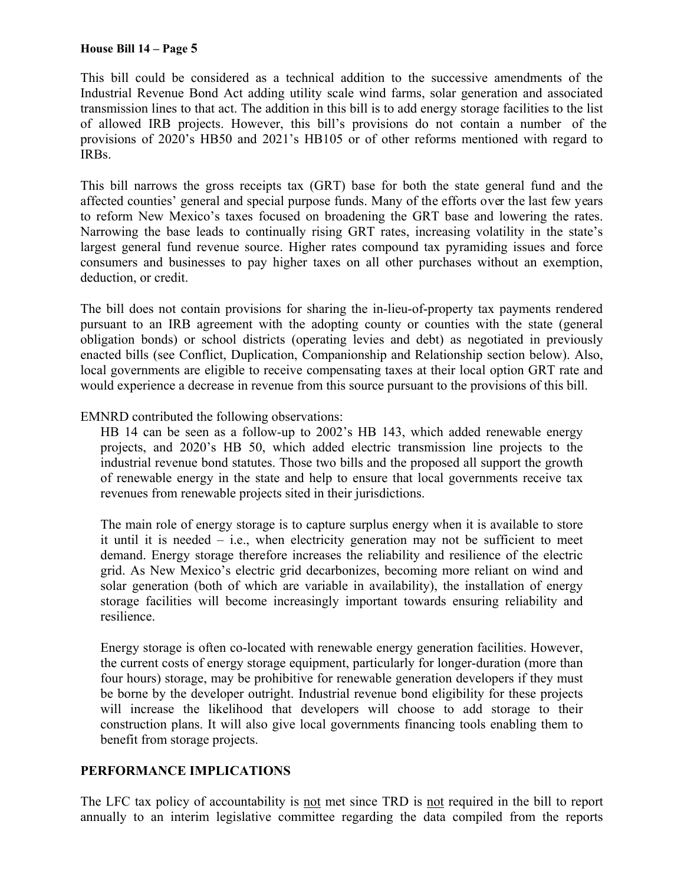This bill could be considered as a technical addition to the successive amendments of the Industrial Revenue Bond Act adding utility scale wind farms, solar generation and associated transmission lines to that act. The addition in this bill is to add energy storage facilities to the list of allowed IRB projects. However, this bill's provisions do not contain a number of the provisions of 2020's HB50 and 2021's HB105 or of other reforms mentioned with regard to IRBs.

This bill narrows the gross receipts tax (GRT) base for both the state general fund and the affected counties' general and special purpose funds. Many of the efforts over the last few years to reform New Mexico's taxes focused on broadening the GRT base and lowering the rates. Narrowing the base leads to continually rising GRT rates, increasing volatility in the state's largest general fund revenue source. Higher rates compound tax pyramiding issues and force consumers and businesses to pay higher taxes on all other purchases without an exemption, deduction, or credit.

The bill does not contain provisions for sharing the in-lieu-of-property tax payments rendered pursuant to an IRB agreement with the adopting county or counties with the state (general obligation bonds) or school districts (operating levies and debt) as negotiated in previously enacted bills (see Conflict, Duplication, Companionship and Relationship section below). Also, local governments are eligible to receive compensating taxes at their local option GRT rate and would experience a decrease in revenue from this source pursuant to the provisions of this bill.

EMNRD contributed the following observations:

> HB 14 can be seen as a follow-up to 2002's HB 143, which added renewable energy projects, and 2020's HB 50, which added electric transmission line projects to the industrial revenue bond statutes. Those two bills and the proposed all support the growth of renewable energy in the state and help to ensure that local governments receive tax revenues from renewable projects sited in their jurisdictions.
>
> The main role of energy storage is to capture surplus energy when it is available to store it until it is needed – i.e., when electricity generation may not be sufficient to meet demand. Energy storage therefore increases the reliability and resilience of the electric grid. As New Mexico's electric grid decarbonizes, becoming more reliant on wind and solar generation (both of which are variable in availability), the installation of energy storage facilities will become increasingly important towards ensuring reliability and resilience.
>
> Energy storage is often co-located with renewable energy generation facilities. However, the current costs of energy storage equipment, particularly for longer-duration (more than four hours) storage, may be prohibitive for renewable generation developers if they must be borne by the developer outright. Industrial revenue bond eligibility for these projects will increase the likelihood that developers will choose to add storage to their construction plans. It will also give local governments financing tools enabling them to benefit from storage projects.

## PERFORMANCE IMPLICATIONS

The LFC tax policy of accountability is <u>not</u> met since TRD is <u>not</u> required in the bill to report annually to an interim legislative committee regarding the data compiled from the reports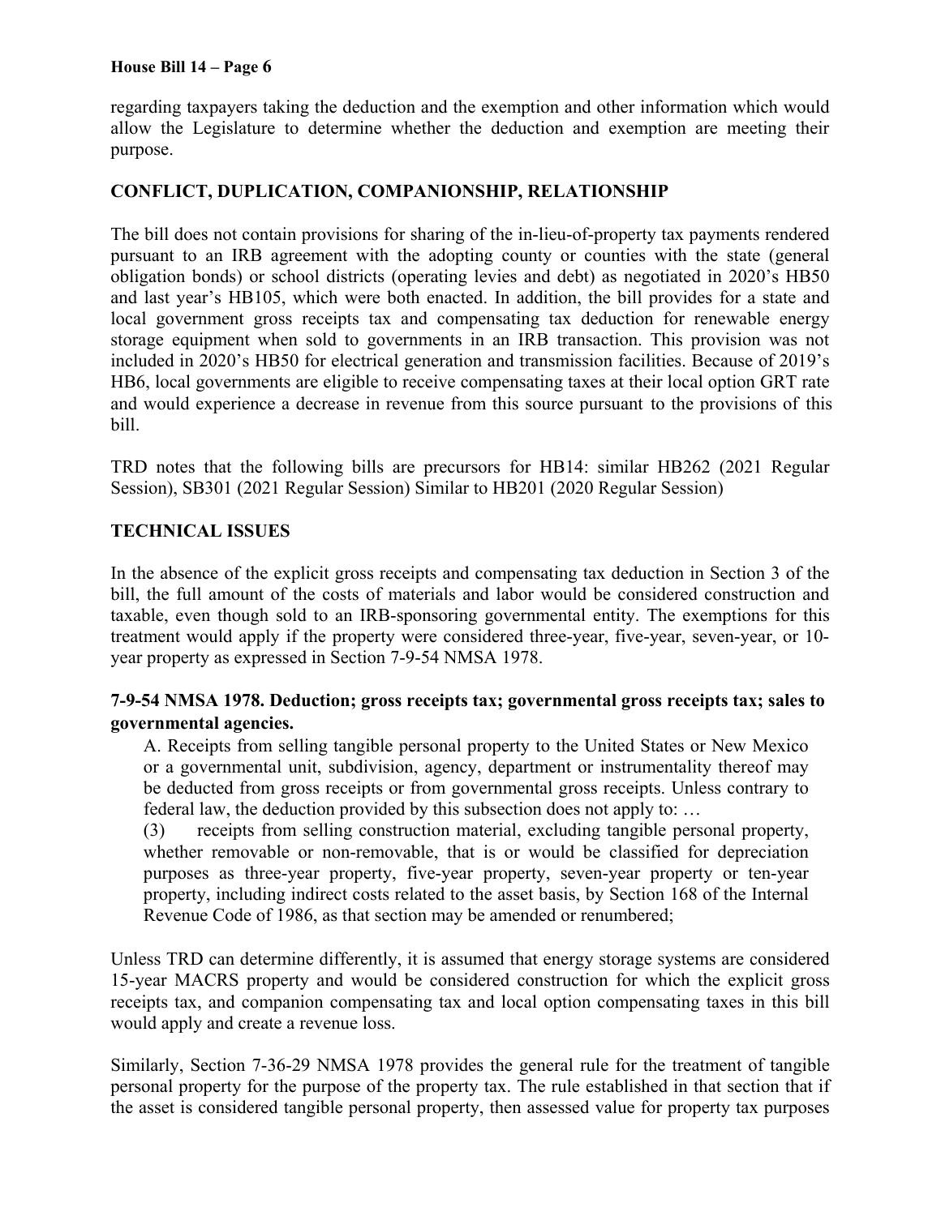regarding taxpayers taking the deduction and the exemption and other information which would allow the Legislature to determine whether the deduction and exemption are meeting their purpose.

## CONFLICT, DUPLICATION, COMPANIONSHIP, RELATIONSHIP

The bill does not contain provisions for sharing of the in-lieu-of-property tax payments rendered pursuant to an IRB agreement with the adopting county or counties with the state (general obligation bonds) or school districts (operating levies and debt) as negotiated in 2020's HB50 and last year's HB105, which were both enacted. In addition, the bill provides for a state and local government gross receipts tax and compensating tax deduction for renewable energy storage equipment when sold to governments in an IRB transaction. This provision was not included in 2020's HB50 for electrical generation and transmission facilities. Because of 2019's HB6, local governments are eligible to receive compensating taxes at their local option GRT rate and would experience a decrease in revenue from this source pursuant to the provisions of this bill.

TRD notes that the following bills are precursors for HB14: similar HB262 (2021 Regular Session), SB301 (2021 Regular Session) Similar to HB201 (2020 Regular Session)

## TECHNICAL ISSUES

In the absence of the explicit gross receipts and compensating tax deduction in Section 3 of the bill, the full amount of the costs of materials and labor would be considered construction and taxable, even though sold to an IRB-sponsoring governmental entity. The exemptions for this treatment would apply if the property were considered three-year, five-year, seven-year, or 10-year property as expressed in Section 7-9-54 NMSA 1978.

### 7-9-54 NMSA 1978. Deduction; gross receipts tax; governmental gross receipts tax; sales to governmental agencies.

> A. Receipts from selling tangible personal property to the United States or New Mexico or a governmental unit, subdivision, agency, department or instrumentality thereof may be deducted from gross receipts or from governmental gross receipts. Unless contrary to federal law, the deduction provided by this subsection does not apply to: …
>
> (3) receipts from selling construction material, excluding tangible personal property, whether removable or non-removable, that is or would be classified for depreciation purposes as three-year property, five-year property, seven-year property or ten-year property, including indirect costs related to the asset basis, by Section 168 of the Internal Revenue Code of 1986, as that section may be amended or renumbered;

Unless TRD can determine differently, it is assumed that energy storage systems are considered 15-year MACRS property and would be considered construction for which the explicit gross receipts tax, and companion compensating tax and local option compensating taxes in this bill would apply and create a revenue loss.

Similarly, Section 7-36-29 NMSA 1978 provides the general rule for the treatment of tangible personal property for the purpose of the property tax. The rule established in that section that if the asset is considered tangible personal property, then assessed value for property tax purposes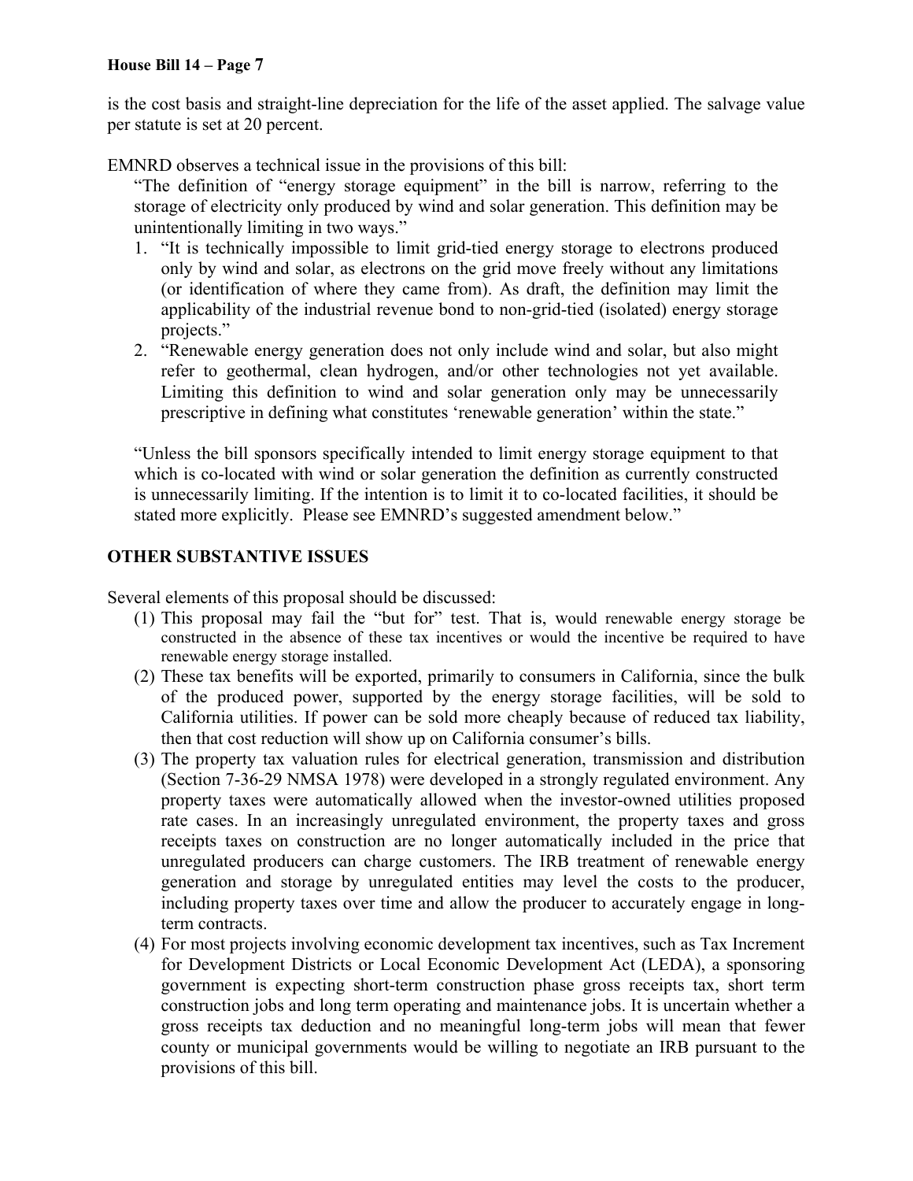is the cost basis and straight-line depreciation for the life of the asset applied. The salvage value per statute is set at 20 percent.

EMNRD observes a technical issue in the provisions of this bill:

> "The definition of "energy storage equipment" in the bill is narrow, referring to the storage of electricity only produced by wind and solar generation. This definition may be unintentionally limiting in two ways."
>
> 1. "It is technically impossible to limit grid-tied energy storage to electrons produced only by wind and solar, as electrons on the grid move freely without any limitations (or identification of where they came from). As draft, the definition may limit the applicability of the industrial revenue bond to non-grid-tied (isolated) energy storage projects."
> 2. "Renewable energy generation does not only include wind and solar, but also might refer to geothermal, clean hydrogen, and/or other technologies not yet available. Limiting this definition to wind and solar generation only may be unnecessarily prescriptive in defining what constitutes 'renewable generation' within the state."
>
> "Unless the bill sponsors specifically intended to limit energy storage equipment to that which is co-located with wind or solar generation the definition as currently constructed is unnecessarily limiting. If the intention is to limit it to co-located facilities, it should be stated more explicitly. Please see EMNRD's suggested amendment below."

## OTHER SUBSTANTIVE ISSUES

Several elements of this proposal should be discussed:

(1) This proposal may fail the "but for" test. That is, would renewable energy storage be constructed in the absence of these tax incentives or would the incentive be required to have renewable energy storage installed.

(2) These tax benefits will be exported, primarily to consumers in California, since the bulk of the produced power, supported by the energy storage facilities, will be sold to California utilities. If power can be sold more cheaply because of reduced tax liability, then that cost reduction will show up on California consumer's bills.

(3) The property tax valuation rules for electrical generation, transmission and distribution (Section 7-36-29 NMSA 1978) were developed in a strongly regulated environment. Any property taxes were automatically allowed when the investor-owned utilities proposed rate cases. In an increasingly unregulated environment, the property taxes and gross receipts taxes on construction are no longer automatically included in the price that unregulated producers can charge customers. The IRB treatment of renewable energy generation and storage by unregulated entities may level the costs to the producer, including property taxes over time and allow the producer to accurately engage in long-term contracts.

(4) For most projects involving economic development tax incentives, such as Tax Increment for Development Districts or Local Economic Development Act (LEDA), a sponsoring government is expecting short-term construction phase gross receipts tax, short term construction jobs and long term operating and maintenance jobs. It is uncertain whether a gross receipts tax deduction and no meaningful long-term jobs will mean that fewer county or municipal governments would be willing to negotiate an IRB pursuant to the provisions of this bill.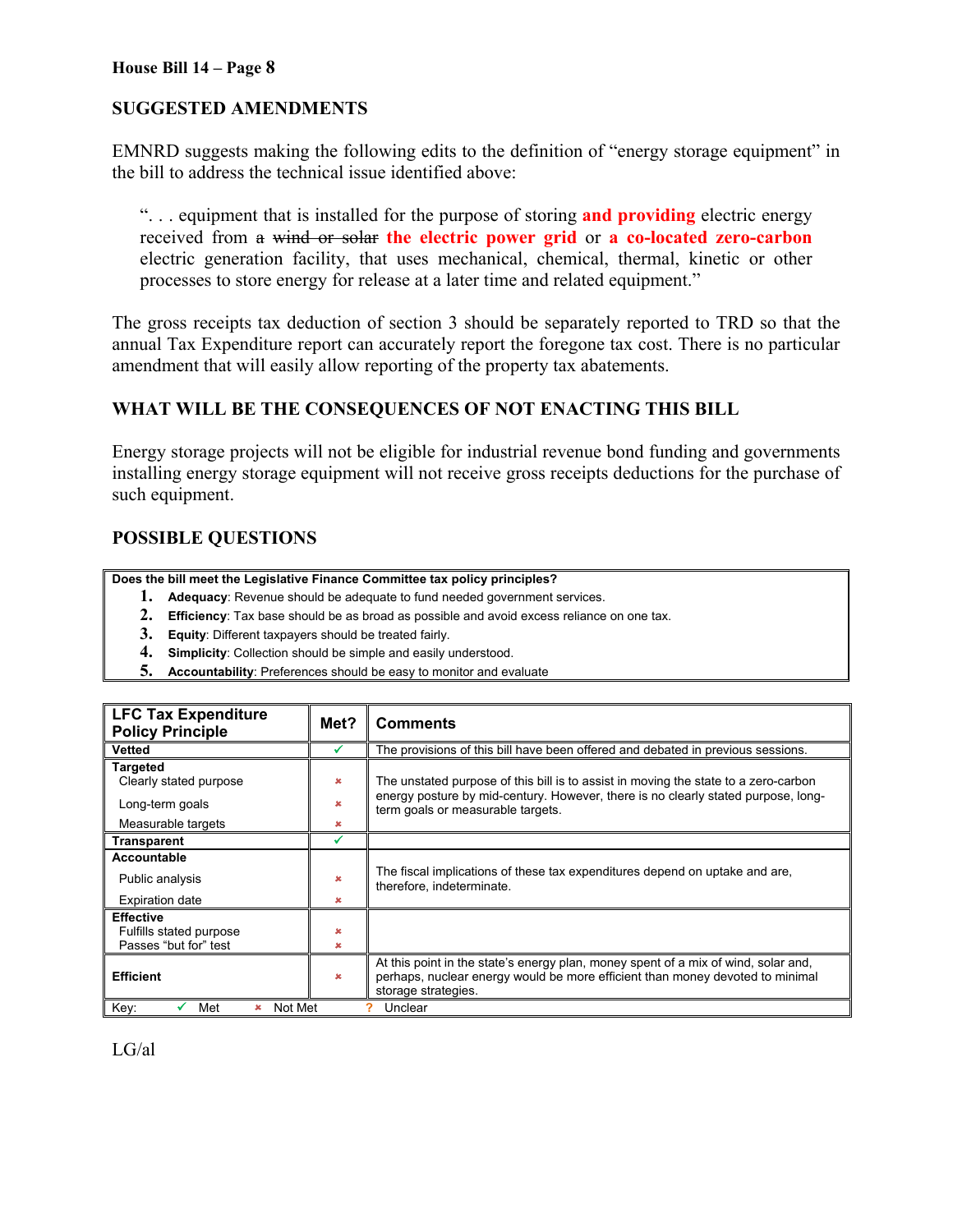## SUGGESTED AMENDMENTS

EMNRD suggests making the following edits to the definition of "energy storage equipment" in the bill to address the technical issue identified above:

> ". . . equipment that is installed for the purpose of storing **and providing** electric energy received from ~~a wind or solar~~ **the electric power grid** or **a co-located zero-carbon** electric generation facility, that uses mechanical, chemical, thermal, kinetic or other processes to store energy for release at a later time and related equipment."

The gross receipts tax deduction of section 3 should be separately reported to TRD so that the annual Tax Expenditure report can accurately report the foregone tax cost. There is no particular amendment that will easily allow reporting of the property tax abatements.

## WHAT WILL BE THE CONSEQUENCES OF NOT ENACTING THIS BILL

Energy storage projects will not be eligible for industrial revenue bond funding and governments installing energy storage equipment will not receive gross receipts deductions for the purchase of such equipment.

## POSSIBLE QUESTIONS

**Does the bill meet the Legislative Finance Committee tax policy principles?**

1. **Adequacy**: Revenue should be adequate to fund needed government services.
2. **Efficiency**: Tax base should be as broad as possible and avoid excess reliance on one tax.
3. **Equity**: Different taxpayers should be treated fairly.
4. **Simplicity**: Collection should be simple and easily understood.
5. **Accountability**: Preferences should be easy to monitor and evaluate

| LFC Tax Expenditure Policy Principle | Met? | Comments |
|---|---|---|
| **Vetted** | ✔ | The provisions of this bill have been offered and debated in previous sessions. |
| **Targeted** | | The unstated purpose of this bill is to assist in moving the state to a zero-carbon energy posture by mid-century. However, there is no clearly stated purpose, long-term goals or measurable targets. |
| Clearly stated purpose | ✘ | |
| Long-term goals | ✘ | |
| Measurable targets | ✘ | |
| **Transparent** | ✔ | |
| **Accountable** | | The fiscal implications of these tax expenditures depend on uptake and are, therefore, indeterminate. |
| Public analysis | ✘ | |
| Expiration date | ✘ | |
| **Effective** | | |
| Fulfills stated purpose | ✘ | |
| Passes "but for" test | ✘ | |
| **Efficient** | ✘ | At this point in the state's energy plan, money spent of a mix of wind, solar and, perhaps, nuclear energy would be more efficient than money devoted to minimal storage strategies. |

Key: ✔ Met ✘ Not Met ? Unclear

LG/al